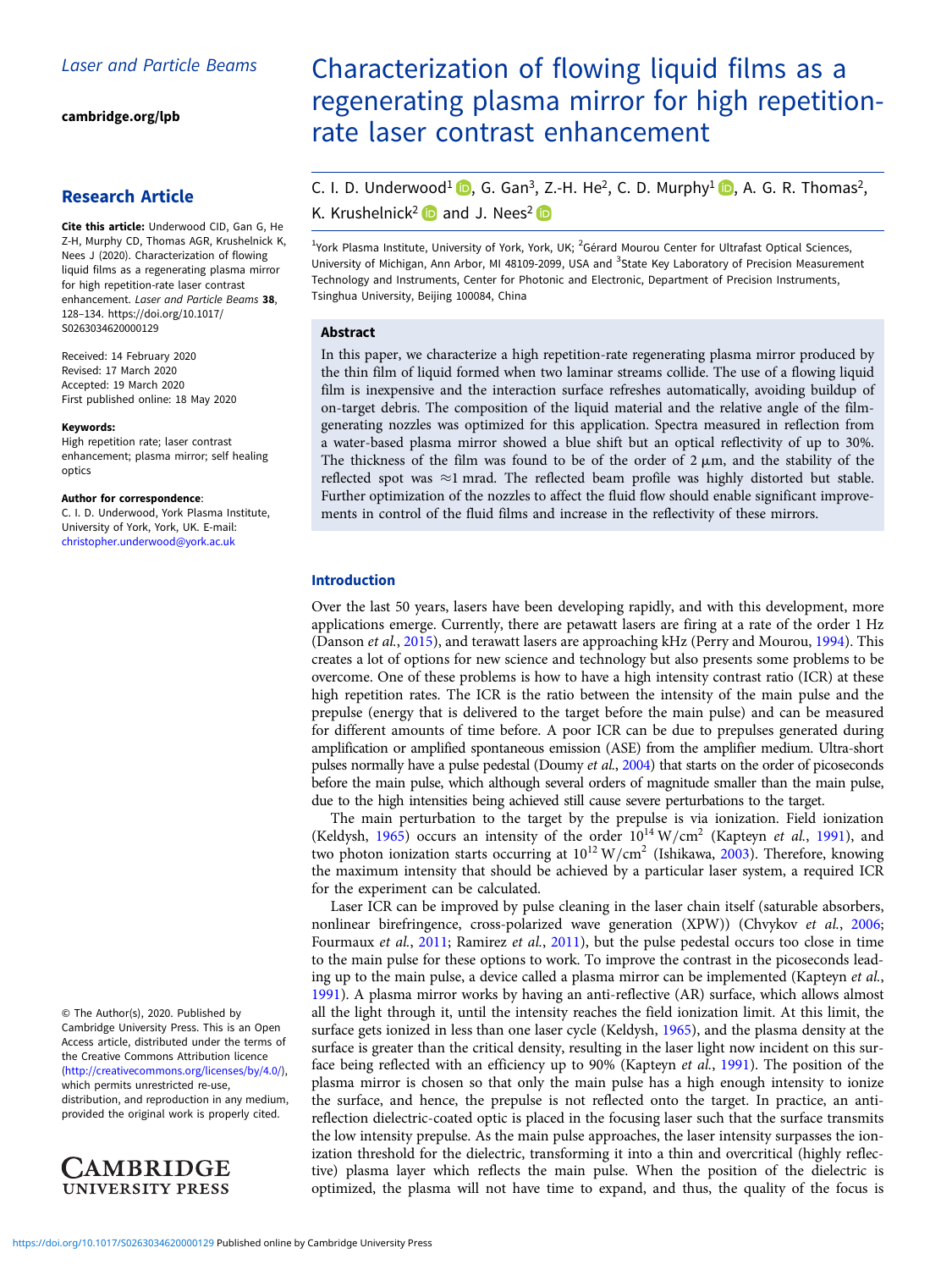Laser and Particle Beams

cambridge.org/lpb

## Research Article

**Cite this article:** Underwood CID, Gan G, He Z-H, Murphy CD, Thomas AGR, Krushelnick K, Nees J (2020). Characterization of flowing liquid films as a regenerating plasma mirror for high repetition-rate laser contrast enhancement. *Laser and Particle Beams* **38**, 128–134. https://doi.org/10.1017/S0263034620000129

Received: 14 February 2020
Revised: 17 March 2020
Accepted: 19 March 2020
First published online: 18 May 2020

**Keywords:**
High repetition rate; laser contrast enhancement; plasma mirror; self healing optics

**Author for correspondence**:
C. I. D. Underwood, York Plasma Institute, University of York, York, UK. E-mail: christopher.underwood@york.ac.uk

© The Author(s), 2020. Published by Cambridge University Press. This is an Open Access article, distributed under the terms of the Creative Commons Attribution licence (http://creativecommons.org/licenses/by/4.0/), which permits unrestricted re-use, distribution, and reproduction in any medium, provided the original work is properly cited.

# Characterization of flowing liquid films as a regenerating plasma mirror for high repetition-rate laser contrast enhancement

C. I. D. Underwood[1], G. Gan[3], Z.-H. He[2], C. D. Murphy[1], A. G. R. Thomas[2], K. Krushelnick[2] and J. Nees[2]

[1]York Plasma Institute, University of York, York, UK; [2]Gérard Mourou Center for Ultrafast Optical Sciences, University of Michigan, Ann Arbor, MI 48109-2099, USA and [3]State Key Laboratory of Precision Measurement Technology and Instruments, Center for Photonic and Electronic, Department of Precision Instruments, Tsinghua University, Beijing 100084, China

## Abstract

In this paper, we characterize a high repetition-rate regenerating plasma mirror produced by the thin film of liquid formed when two laminar streams collide. The use of a flowing liquid film is inexpensive and the interaction surface refreshes automatically, avoiding buildup of on-target debris. The composition of the liquid material and the relative angle of the film-generating nozzles was optimized for this application. Spectra measured in reflection from a water-based plasma mirror showed a blue shift but an optical reflectivity of up to 30%. The thickness of the film was found to be of the order of 2 μm, and the stability of the reflected spot was ≈1 mrad. The reflected beam profile was highly distorted but stable. Further optimization of the nozzles to affect the fluid flow should enable significant improvements in control of the fluid films and increase in the reflectivity of these mirrors.

## Introduction

Over the last 50 years, lasers have been developing rapidly, and with this development, more applications emerge. Currently, there are petawatt lasers are firing at a rate of the order 1 Hz (Danson *et al.*, 2015), and terawatt lasers are approaching kHz (Perry and Mourou, 1994). This creates a lot of options for new science and technology but also presents some problems to be overcome. One of these problems is how to have a high intensity contrast ratio (ICR) at these high repetition rates. The ICR is the ratio between the intensity of the main pulse and the prepulse (energy that is delivered to the target before the main pulse) and can be measured for different amounts of time before. A poor ICR can be due to prepulses generated during amplification or amplified spontaneous emission (ASE) from the amplifier medium. Ultra-short pulses normally have a pulse pedestal (Doumy *et al.*, 2004) that starts on the order of picoseconds before the main pulse, which although several orders of magnitude smaller than the main pulse, due to the high intensities being achieved still cause severe perturbations to the target.

The main perturbation to the target by the prepulse is via ionization. Field ionization (Keldysh, 1965) occurs an intensity of the order $10^{14}$ W/cm$^2$ (Kapteyn *et al.*, 1991), and two photon ionization starts occurring at $10^{12}$ W/cm$^2$ (Ishikawa, 2003). Therefore, knowing the maximum intensity that should be achieved by a particular laser system, a required ICR for the experiment can be calculated.

Laser ICR can be improved by pulse cleaning in the laser chain itself (saturable absorbers, nonlinear birefringence, cross-polarized wave generation (XPW)) (Chvykov *et al.*, 2006; Fourmaux *et al.*, 2011; Ramirez *et al.*, 2011), but the pulse pedestal occurs too close in time to the main pulse for these options to work. To improve the contrast in the picoseconds leading up to the main pulse, a device called a plasma mirror can be implemented (Kapteyn *et al.*, 1991). A plasma mirror works by having an anti-reflective (AR) surface, which allows almost all the light through it, until the intensity reaches the field ionization limit. At this limit, the surface gets ionized in less than one laser cycle (Keldysh, 1965), and the plasma density at the surface is greater than the critical density, resulting in the laser light now incident on this surface being reflected with an efficiency up to 90% (Kapteyn *et al.*, 1991). The position of the plasma mirror is chosen so that only the main pulse has a high enough intensity to ionize the surface, and hence, the prepulse is not reflected onto the target. In practice, an anti-reflection dielectric-coated optic is placed in the focusing laser such that the surface transmits the low intensity prepulse. As the main pulse approaches, the laser intensity surpasses the ionization threshold for the dielectric, transforming it into a thin and overcritical (highly reflective) plasma layer which reflects the main pulse. When the position of the dielectric is optimized, the plasma will not have time to expand, and thus, the quality of the focus is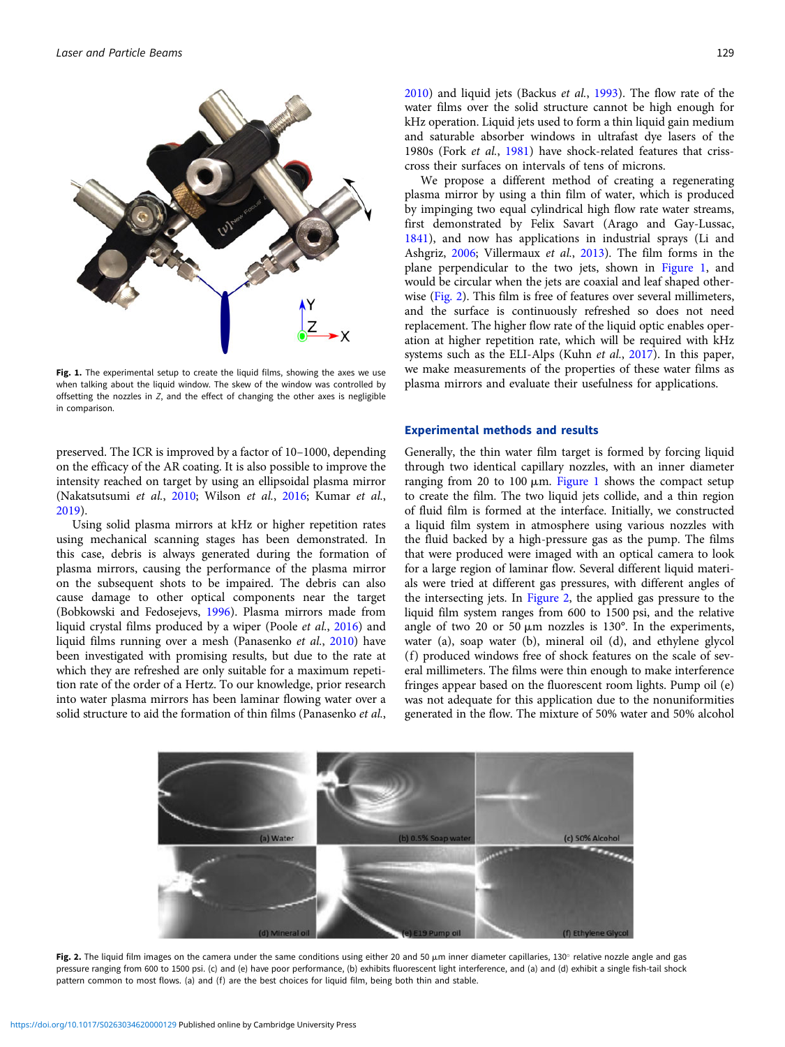Fig. 1. The experimental setup to create the liquid films, showing the axes we use when talking about the liquid window. The skew of the window was controlled by offsetting the nozzles in Z, and the effect of changing the other axes is negligible in comparison.

preserved. The ICR is improved by a factor of 10–1000, depending on the efficacy of the AR coating. It is also possible to improve the intensity reached on target by using an ellipsoidal plasma mirror (Nakatsutsumi *et al.*, 2010; Wilson *et al.*, 2016; Kumar *et al.*, 2019).

Using solid plasma mirrors at kHz or higher repetition rates using mechanical scanning stages has been demonstrated. In this case, debris is always generated during the formation of plasma mirrors, causing the performance of the plasma mirror on the subsequent shots to be impaired. The debris can also cause damage to other optical components near the target (Bobkowski and Fedosejevs, 1996). Plasma mirrors made from liquid crystal films produced by a wiper (Poole *et al.*, 2016) and liquid films running over a mesh (Panasenko *et al.*, 2010) have been investigated with promising results, but due to the rate at which they are refreshed are only suitable for a maximum repetition rate of the order of a Hertz. To our knowledge, prior research into water plasma mirrors has been laminar flowing water over a solid structure to aid the formation of thin films (Panasenko *et al.*, 2010) and liquid jets (Backus *et al.*, 1993). The flow rate of the water films over the solid structure cannot be high enough for kHz operation. Liquid jets used to form a thin liquid gain medium and saturable absorber windows in ultrafast dye lasers of the 1980s (Fork *et al.*, 1981) have shock-related features that criss-cross their surfaces on intervals of tens of microns.

We propose a different method of creating a regenerating plasma mirror by using a thin film of water, which is produced by impinging two equal cylindrical high flow rate water streams, first demonstrated by Felix Savart (Arago and Gay-Lussac, 1841), and now has applications in industrial sprays (Li and Ashgriz, 2006; Villermaux *et al.*, 2013). The film forms in the plane perpendicular to the two jets, shown in Figure 1, and would be circular when the jets are coaxial and leaf shaped otherwise (Fig. 2). This film is free of features over several millimeters, and the surface is continuously refreshed so does not need replacement. The higher flow rate of the liquid optic enables operation at higher repetition rate, which will be required with kHz systems such as the ELI-Alps (Kuhn *et al.*, 2017). In this paper, we make measurements of the properties of these water films as plasma mirrors and evaluate their usefulness for applications.

## Experimental methods and results

Generally, the thin water film target is formed by forcing liquid through two identical capillary nozzles, with an inner diameter ranging from 20 to 100 μm. Figure 1 shows the compact setup to create the film. The two liquid jets collide, and a thin region of fluid film is formed at the interface. Initially, we constructed a liquid film system in atmosphere using various nozzles with the fluid backed by a high-pressure gas as the pump. The films that were produced were imaged with an optical camera to look for a large region of laminar flow. Several different liquid materials were tried at different gas pressures, with different angles of the intersecting jets. In Figure 2, the applied gas pressure to the liquid film system ranges from 600 to 1500 psi, and the relative angle of two 20 or 50 μm nozzles is 130°. In the experiments, water (a), soap water (b), mineral oil (d), and ethylene glycol (f) produced windows free of shock features on the scale of several millimeters. The films were thin enough to make interference fringes appear based on the fluorescent room lights. Pump oil (e) was not adequate for this application due to the nonuniformities generated in the flow. The mixture of 50% water and 50% alcohol

Fig. 2. The liquid film images on the camera under the same conditions using either 20 and 50 μm inner diameter capillaries, 130° relative nozzle angle and gas pressure ranging from 600 to 1500 psi. (c) and (e) have poor performance, (b) exhibits fluorescent light interference, and (a) and (d) exhibit a single fish-tail shock pattern common to most flows. (a) and (f) are the best choices for liquid film, being both thin and stable.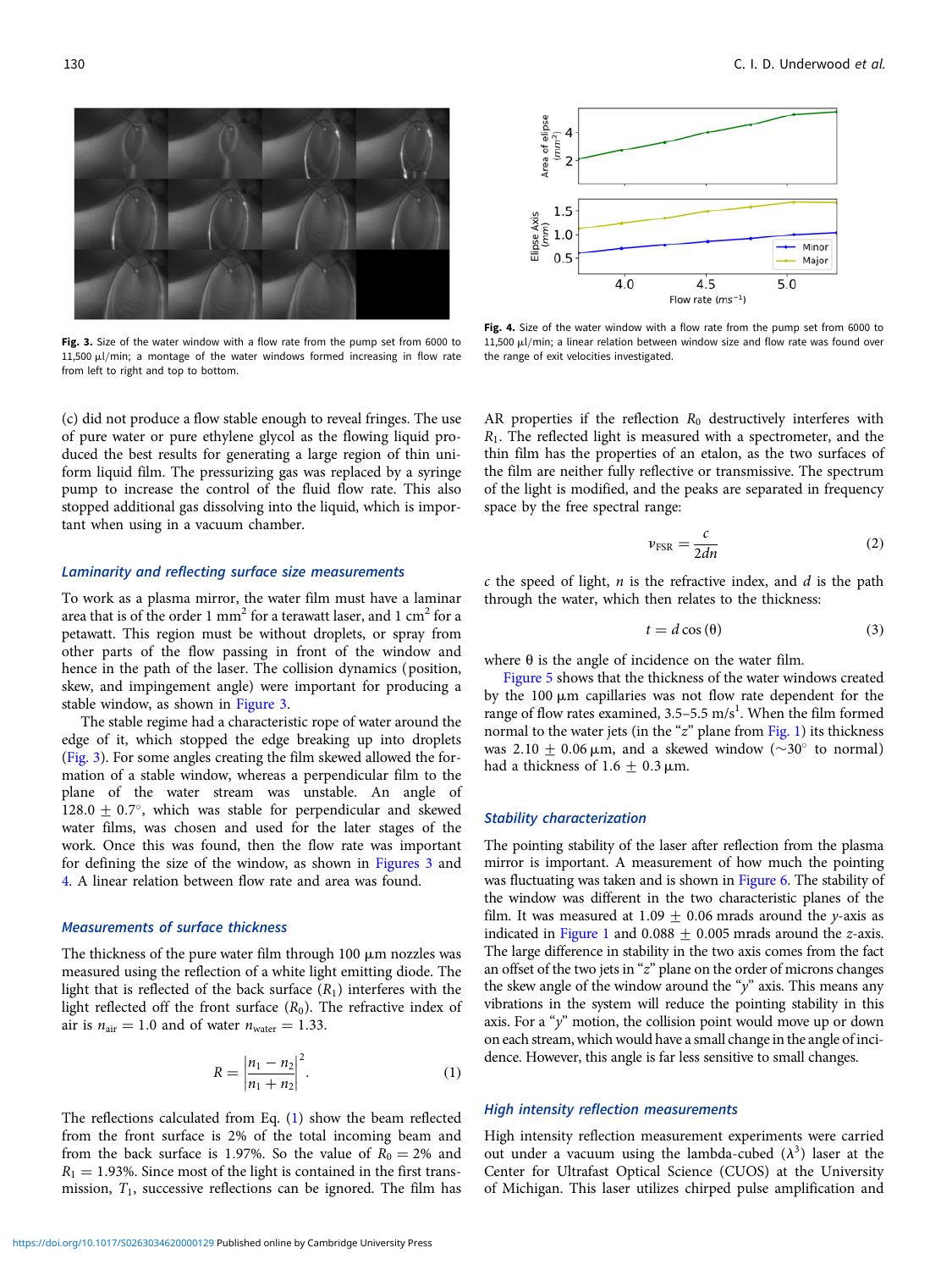Fig. 3. Size of the water window with a flow rate from the pump set from 6000 to 11,500 μl/min; a montage of the water windows formed increasing in flow rate from left to right and top to bottom.

Fig. 4. Size of the water window with a flow rate from the pump set from 6000 to 11,500 μl/min; a linear relation between window size and flow rate was found over the range of exit velocities investigated.

(c) did not produce a flow stable enough to reveal fringes. The use of pure water or pure ethylene glycol as the flowing liquid produced the best results for generating a large region of thin uniform liquid film. The pressurizing gas was replaced by a syringe pump to increase the control of the fluid flow rate. This also stopped additional gas dissolving into the liquid, which is important when using in a vacuum chamber.

### Laminarity and reflecting surface size measurements

To work as a plasma mirror, the water film must have a laminar area that is of the order 1 mm$^2$ for a terawatt laser, and 1 cm$^2$ for a petawatt. This region must be without droplets, or spray from other parts of the flow passing in front of the window and hence in the path of the laser. The collision dynamics (position, skew, and impingement angle) were important for producing a stable window, as shown in Figure 3.

The stable regime had a characteristic rope of water around the edge of it, which stopped the edge breaking up into droplets (Fig. 3). For some angles creating the film skewed allowed the formation of a stable window, whereas a perpendicular film to the plane of the water stream was unstable. An angle of 128.0 ± 0.7°, which was stable for perpendicular and skewed water films, was chosen and used for the later stages of the work. Once this was found, then the flow rate was important for defining the size of the window, as shown in Figures 3 and 4. A linear relation between flow rate and area was found.

### Measurements of surface thickness

The thickness of the pure water film through 100 μm nozzles was measured using the reflection of a white light emitting diode. The light that is reflected of the back surface ($R_1$) interferes with the light reflected off the front surface ($R_0$). The refractive index of air is $n_{\text{air}} = 1.0$ and of water $n_{\text{water}} = 1.33$.

$$R = \left|\frac{n_1 - n_2}{n_1 + n_2}\right|^2. \tag{1}$$

The reflections calculated from Eq. (1) show the beam reflected from the front surface is 2% of the total incoming beam and from the back surface is 1.97%. So the value of $R_0 = 2\%$ and $R_1 = 1.93\%$. Since most of the light is contained in the first transmission, $T_1$, successive reflections can be ignored. The film has AR properties if the reflection $R_0$ destructively interferes with $R_1$. The reflected light is measured with a spectrometer, and the thin film has the properties of an etalon, as the two surfaces of the film are neither fully reflective or transmissive. The spectrum of the light is modified, and the peaks are separated in frequency space by the free spectral range:

$$\nu_{\text{FSR}} = \frac{c}{2dn} \tag{2}$$

$c$ the speed of light, $n$ is the refractive index, and $d$ is the path through the water, which then relates to the thickness:

$$t = d\cos(\theta) \tag{3}$$

where θ is the angle of incidence on the water film.

Figure 5 shows that the thickness of the water windows created by the 100 μm capillaries was not flow rate dependent for the range of flow rates examined, 3.5–5.5 m/s[1]. When the film formed normal to the water jets (in the "z" plane from Fig. 1) its thickness was 2.10 ± 0.06 μm, and a skewed window (~30° to normal) had a thickness of 1.6 ± 0.3 μm.

### Stability characterization

The pointing stability of the laser after reflection from the plasma mirror is important. A measurement of how much the pointing was fluctuating was taken and is shown in Figure 6. The stability of the window was different in the two characteristic planes of the film. It was measured at 1.09 ± 0.06 mrads around the $y$-axis as indicated in Figure 1 and 0.088 ± 0.005 mrads around the $z$-axis. The large difference in stability in the two axis comes from the fact an offset of the two jets in "$z$" plane on the order of microns changes the skew angle of the window around the "$y$" axis. This means any vibrations in the system will reduce the pointing stability in this axis. For a "$y$" motion, the collision point would move up or down on each stream, which would have a small change in the angle of incidence. However, this angle is far less sensitive to small changes.

### High intensity reflection measurements

High intensity reflection measurement experiments were carried out under a vacuum using the lambda-cubed ($\lambda^3$) laser at the Center for Ultrafast Optical Science (CUOS) at the University of Michigan. This laser utilizes chirped pulse amplification and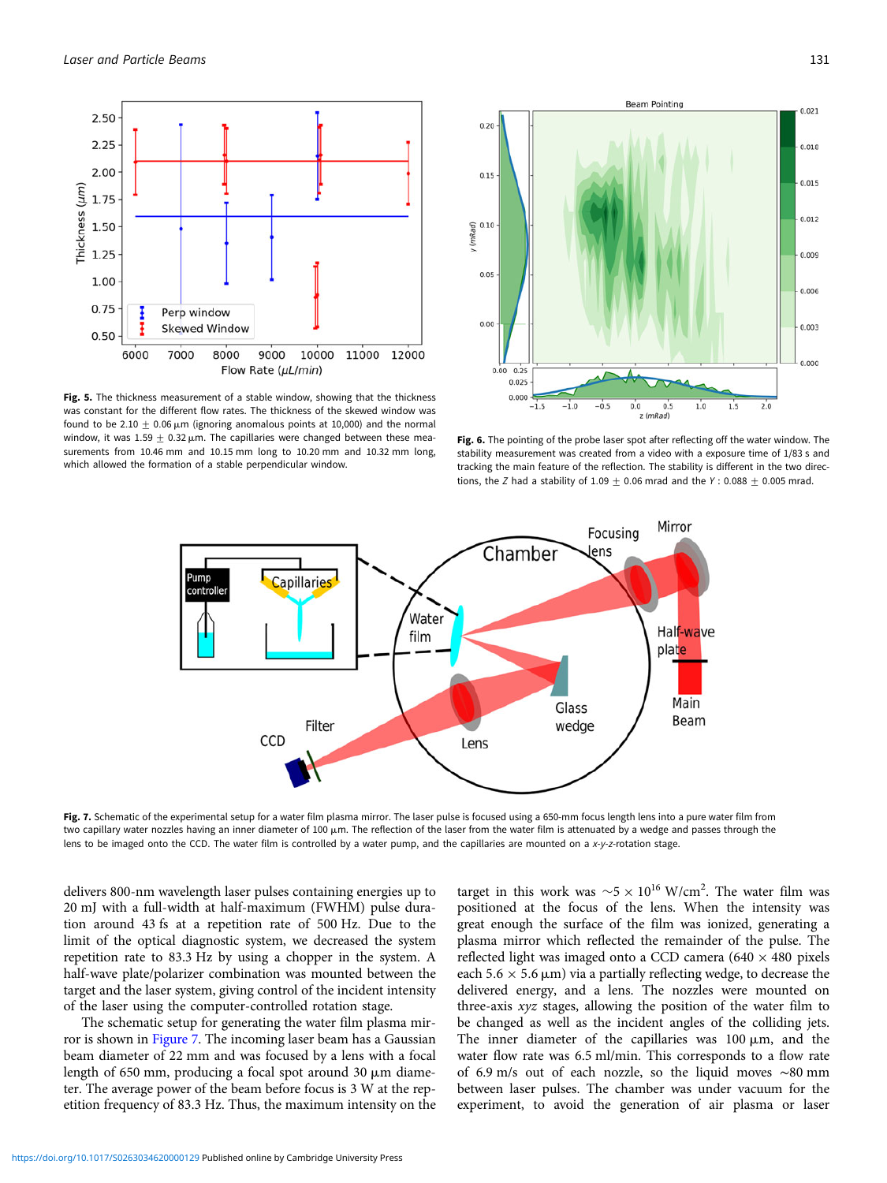**Fig. 5.** The thickness measurement of a stable window, showing that the thickness was constant for the different flow rates. The thickness of the skewed window was found to be 2.10 ± 0.06 μm (ignoring anomalous points at 10,000) and the normal window, it was 1.59 ± 0.32 μm. The capillaries were changed between these measurements from 10.46 mm and 10.15 mm long to 10.20 mm and 10.32 mm long, which allowed the formation of a stable perpendicular window.

**Fig. 6.** The pointing of the probe laser spot after reflecting off the water window. The stability measurement was created from a video with a exposure time of 1/83 s and tracking the main feature of the reflection. The stability is different in the two directions, the *Z* had a stability of 1.09 ± 0.06 mrad and the *Y* : 0.088 ± 0.005 mrad.

**Fig. 7.** Schematic of the experimental setup for a water film plasma mirror. The laser pulse is focused using a 650-mm focus length lens into a pure water film from two capillary water nozzles having an inner diameter of 100 μm. The reflection of the laser from the water film is attenuated by a wedge and passes through the lens to be imaged onto the CCD. The water film is controlled by a water pump, and the capillaries are mounted on a *x*-*y*-*z*-rotation stage.

delivers 800-nm wavelength laser pulses containing energies up to 20 mJ with a full-width at half-maximum (FWHM) pulse duration around 43 fs at a repetition rate of 500 Hz. Due to the limit of the optical diagnostic system, we decreased the system repetition rate to 83.3 Hz by using a chopper in the system. A half-wave plate/polarizer combination was mounted between the target and the laser system, giving control of the incident intensity of the laser using the computer-controlled rotation stage.

The schematic setup for generating the water film plasma mirror is shown in Figure 7. The incoming laser beam has a Gaussian beam diameter of 22 mm and was focused by a lens with a focal length of 650 mm, producing a focal spot around 30 μm diameter. The average power of the beam before focus is 3 W at the repetition frequency of 83.3 Hz. Thus, the maximum intensity on the target in this work was ~$5 \times 10^{16}$ W/cm$^2$. The water film was positioned at the focus of the lens. When the intensity was great enough the surface of the film was ionized, generating a plasma mirror which reflected the remainder of the pulse. The reflected light was imaged onto a CCD camera (640 × 480 pixels each 5.6 × 5.6 μm) via a partially reflecting wedge, to decrease the delivered energy, and a lens. The nozzles were mounted on three-axis *xyz* stages, allowing the position of the water film to be changed as well as the incident angles of the colliding jets. The inner diameter of the capillaries was 100 μm, and the water flow rate was 6.5 ml/min. This corresponds to a flow rate of 6.9 m/s out of each nozzle, so the liquid moves ~80 mm between laser pulses. The chamber was under vacuum for the experiment, to avoid the generation of air plasma or laser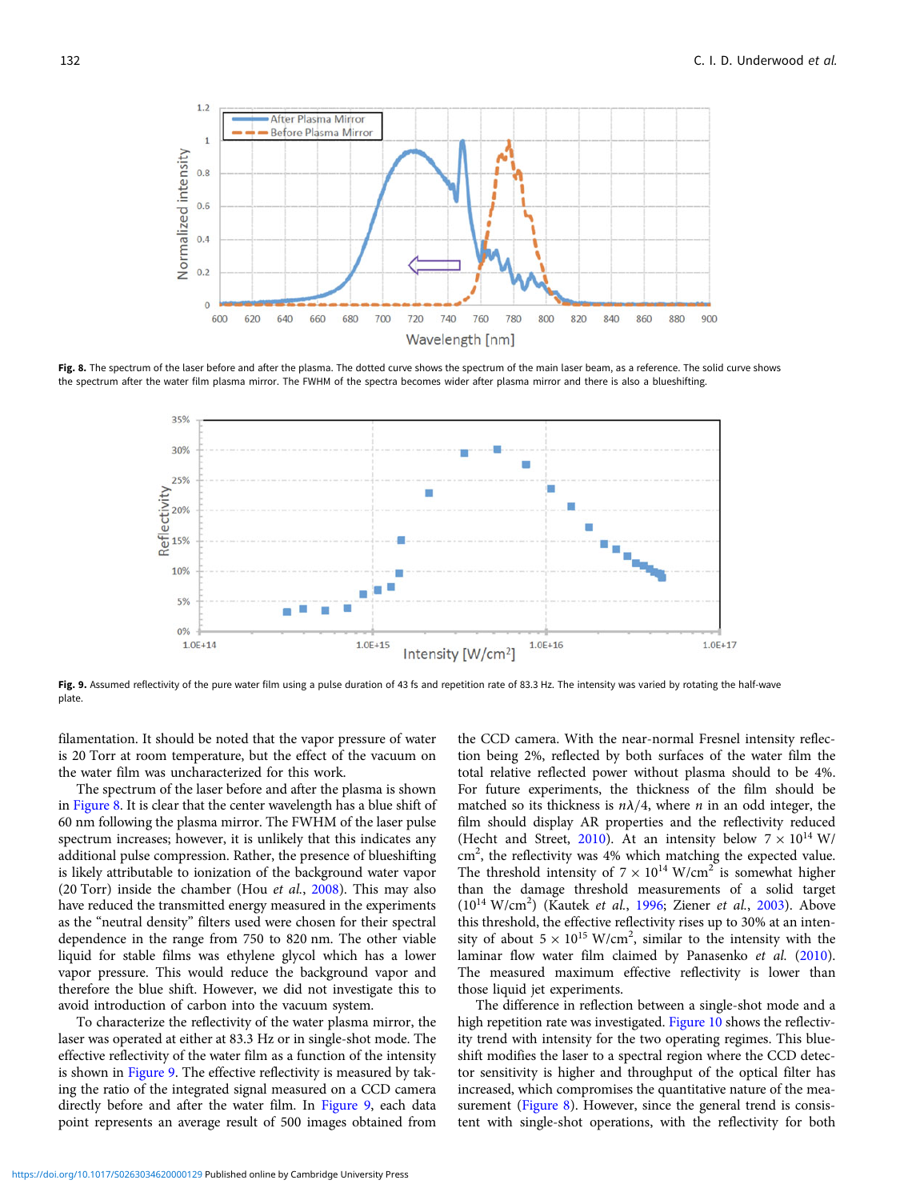Fig. 8. The spectrum of the laser before and after the plasma. The dotted curve shows the spectrum of the main laser beam, as a reference. The solid curve shows the spectrum after the water film plasma mirror. The FWHM of the spectra becomes wider after plasma mirror and there is also a blueshifting.

Fig. 9. Assumed reflectivity of the pure water film using a pulse duration of 43 fs and repetition rate of 83.3 Hz. The intensity was varied by rotating the half-wave plate.

filamentation. It should be noted that the vapor pressure of water is 20 Torr at room temperature, but the effect of the vacuum on the water film was uncharacterized for this work.

The spectrum of the laser before and after the plasma is shown in Figure 8. It is clear that the center wavelength has a blue shift of 60 nm following the plasma mirror. The FWHM of the laser pulse spectrum increases; however, it is unlikely that this indicates any additional pulse compression. Rather, the presence of blueshifting is likely attributable to ionization of the background water vapor (20 Torr) inside the chamber (Hou *et al.*, 2008). This may also have reduced the transmitted energy measured in the experiments as the "neutral density" filters used were chosen for their spectral dependence in the range from 750 to 820 nm. The other viable liquid for stable films was ethylene glycol which has a lower vapor pressure. This would reduce the background vapor and therefore the blue shift. However, we did not investigate this to avoid introduction of carbon into the vacuum system.

To characterize the reflectivity of the water plasma mirror, the laser was operated at either at 83.3 Hz or in single-shot mode. The effective reflectivity of the water film as a function of the intensity is shown in Figure 9. The effective reflectivity is measured by taking the ratio of the integrated signal measured on a CCD camera directly before and after the water film. In Figure 9, each data point represents an average result of 500 images obtained from the CCD camera. With the near-normal Fresnel intensity reflection being 2%, reflected by both surfaces of the water film the total relative reflected power without plasma should to be 4%. For future experiments, the thickness of the film should be matched so its thickness is $n\lambda/4$, where $n$ in an odd integer, the film should display AR properties and the reflectivity reduced (Hecht and Street, 2010). At an intensity below $7 \times 10^{14}$ W/cm$^2$, the reflectivity was 4% which matching the expected value. The threshold intensity of $7 \times 10^{14}$ W/cm$^2$ is somewhat higher than the damage threshold measurements of a solid target ($10^{14}$ W/cm$^2$) (Kautek *et al.*, 1996; Ziener *et al.*, 2003). Above this threshold, the effective reflectivity rises up to 30% at an intensity of about $5 \times 10^{15}$ W/cm$^2$, similar to the intensity with the laminar flow water film claimed by Panasenko *et al.* (2010). The measured maximum effective reflectivity is lower than those liquid jet experiments.

The difference in reflection between a single-shot mode and a high repetition rate was investigated. Figure 10 shows the reflectivity trend with intensity for the two operating regimes. This blueshift modifies the laser to a spectral region where the CCD detector sensitivity is higher and throughput of the optical filter has increased, which compromises the quantitative nature of the measurement (Figure 8). However, since the general trend is consistent with single-shot operations, with the reflectivity for both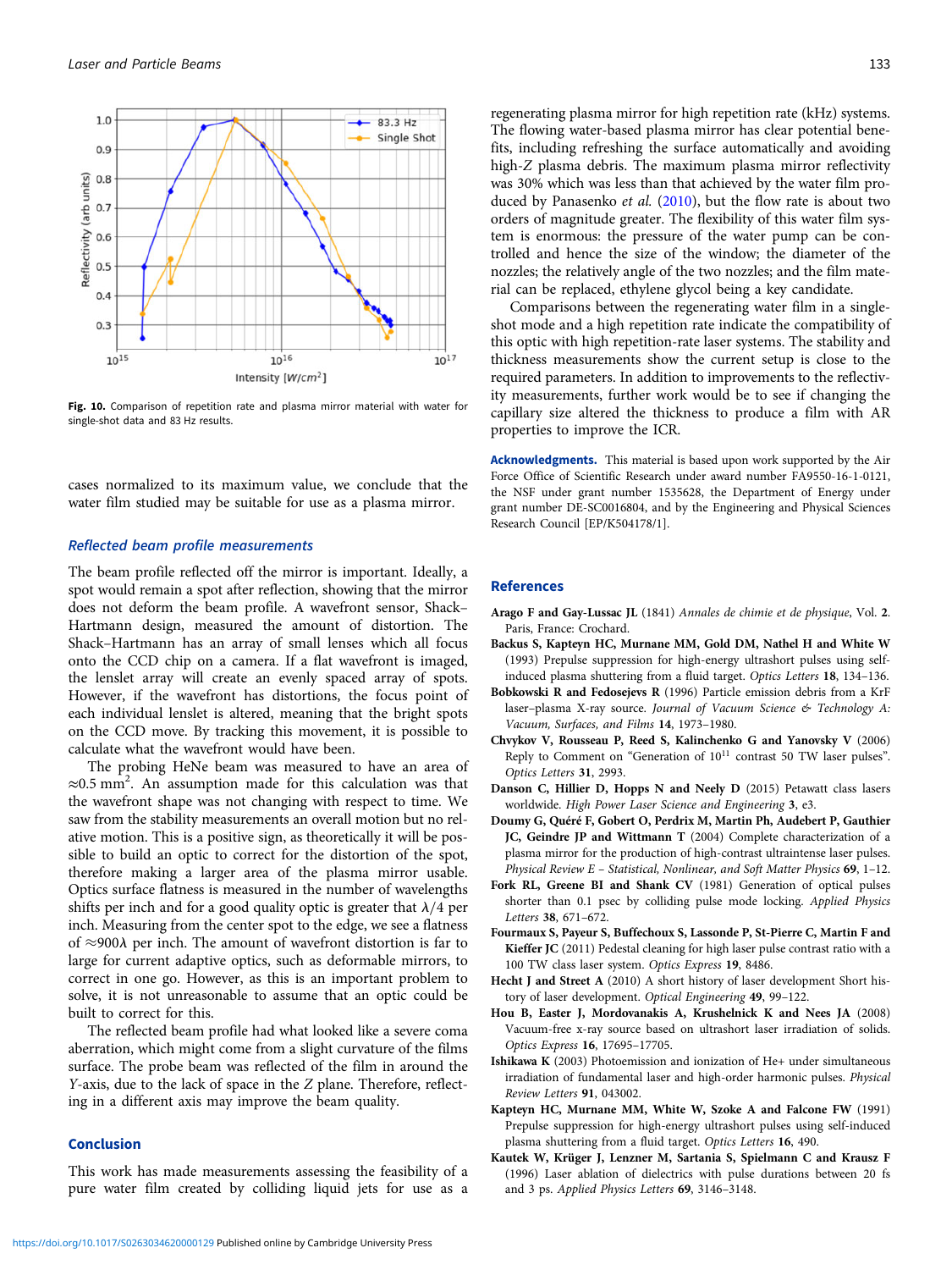Fig. 10. Comparison of repetition rate and plasma mirror material with water for single-shot data and 83 Hz results.

cases normalized to its maximum value, we conclude that the water film studied may be suitable for use as a plasma mirror.

### Reflected beam profile measurements

The beam profile reflected off the mirror is important. Ideally, a spot would remain a spot after reflection, showing that the mirror does not deform the beam profile. A wavefront sensor, Shack–Hartmann design, measured the amount of distortion. The Shack–Hartmann has an array of small lenses which all focus onto the CCD chip on a camera. If a flat wavefront is imaged, the lenslet array will create an evenly spaced array of spots. However, if the wavefront has distortions, the focus point of each individual lenslet is altered, meaning that the bright spots on the CCD move. By tracking this movement, it is possible to calculate what the wavefront would have been.

The probing HeNe beam was measured to have an area of $\approx 0.5\ \text{mm}^2$. An assumption made for this calculation was that the wavefront shape was not changing with respect to time. We saw from the stability measurements an overall motion but no relative motion. This is a positive sign, as theoretically it will be possible to build an optic to correct for the distortion of the spot, therefore making a larger area of the plasma mirror usable. Optics surface flatness is measured in the number of wavelengths shifts per inch and for a good quality optic is greater that $\lambda/4$ per inch. Measuring from the center spot to the edge, we see a flatness of $\approx 900\lambda$ per inch. The amount of wavefront distortion is far to large for current adaptive optics, such as deformable mirrors, to correct in one go. However, as this is an important problem to solve, it is not unreasonable to assume that an optic could be built to correct for this.

The reflected beam profile had what looked like a severe coma aberration, which might come from a slight curvature of the films surface. The probe beam was reflected of the film in around the $Y$-axis, due to the lack of space in the $Z$ plane. Therefore, reflecting in a different axis may improve the beam quality.

## Conclusion

This work has made measurements assessing the feasibility of a pure water film created by colliding liquid jets for use as a regenerating plasma mirror for high repetition rate (kHz) systems. The flowing water-based plasma mirror has clear potential benefits, including refreshing the surface automatically and avoiding high-$Z$ plasma debris. The maximum plasma mirror reflectivity was 30% which was less than that achieved by the water film produced by Panasenko *et al.* (2010), but the flow rate is about two orders of magnitude greater. The flexibility of this water film system is enormous: the pressure of the water pump can be controlled and hence the size of the window; the diameter of the nozzles; the relatively angle of the two nozzles; and the film material can be replaced, ethylene glycol being a key candidate.

Comparisons between the regenerating water film in a single-shot mode and a high repetition rate indicate the compatibility of this optic with high repetition-rate laser systems. The stability and thickness measurements show the current setup is close to the required parameters. In addition to improvements to the reflectivity measurements, further work would be to see if changing the capillary size altered the thickness to produce a film with AR properties to improve the ICR.

**Acknowledgments.** This material is based upon work supported by the Air Force Office of Scientific Research under award number FA9550-16-1-0121, the NSF under grant number 1535628, the Department of Energy under grant number DE-SC0016804, and by the Engineering and Physical Sciences Research Council [EP/K504178/1].

## References

**Arago F and Gay-Lussac JL** (1841) *Annales de chimie et de physique*, Vol. **2**. Paris, France: Crochard.

**Backus S, Kapteyn HC, Murnane MM, Gold DM, Nathel H and White W** (1993) Prepulse suppression for high-energy ultrashort pulses using self-induced plasma shuttering from a fluid target. *Optics Letters* **18**, 134–136.

**Bobkowski R and Fedosejevs R** (1996) Particle emission debris from a KrF laser–plasma X-ray source. *Journal of Vacuum Science & Technology A: Vacuum, Surfaces, and Films* **14**, 1973–1980.

**Chvykov V, Rousseau P, Reed S, Kalinchenko G and Yanovsky V** (2006) Reply to Comment on "Generation of $10^{11}$ contrast 50 TW laser pulses". *Optics Letters* **31**, 2993.

**Danson C, Hillier D, Hopps N and Neely D** (2015) Petawatt class lasers worldwide. *High Power Laser Science and Engineering* **3**, e3.

**Doumy G, Quéré F, Gobert O, Perdrix M, Martin Ph, Audebert P, Gauthier JC, Geindre JP and Wittmann T** (2004) Complete characterization of a plasma mirror for the production of high-contrast ultraintense laser pulses. *Physical Review E – Statistical, Nonlinear, and Soft Matter Physics* **69**, 1–12.

**Fork RL, Greene BI and Shank CV** (1981) Generation of optical pulses shorter than 0.1 psec by colliding pulse mode locking. *Applied Physics Letters* **38**, 671–672.

**Fourmaux S, Payeur S, Buffechoux S, Lassonde P, St-Pierre C, Martin F and Kieffer JC** (2011) Pedestal cleaning for high laser pulse contrast ratio with a 100 TW class laser system. *Optics Express* **19**, 8486.

**Hecht J and Street A** (2010) A short history of laser development Short history of laser development. *Optical Engineering* **49**, 99–122.

**Hou B, Easter J, Mordovanakis A, Krushelnick K and Nees JA** (2008) Vacuum-free x-ray source based on ultrashort laser irradiation of solids. *Optics Express* **16**, 17695–17705.

**Ishikawa K** (2003) Photoemission and ionization of He+ under simultaneous irradiation of fundamental laser and high-order harmonic pulses. *Physical Review Letters* **91**, 043002.

**Kapteyn HC, Murnane MM, White W, Szoke A and Falcone FW** (1991) Prepulse suppression for high-energy ultrashort pulses using self-induced plasma shuttering from a fluid target. *Optics Letters* **16**, 490.

**Kautek W, Krüger J, Lenzner M, Sartania S, Spielmann C and Krausz F** (1996) Laser ablation of dielectrics with pulse durations between 20 fs and 3 ps. *Applied Physics Letters* **69**, 3146–3148.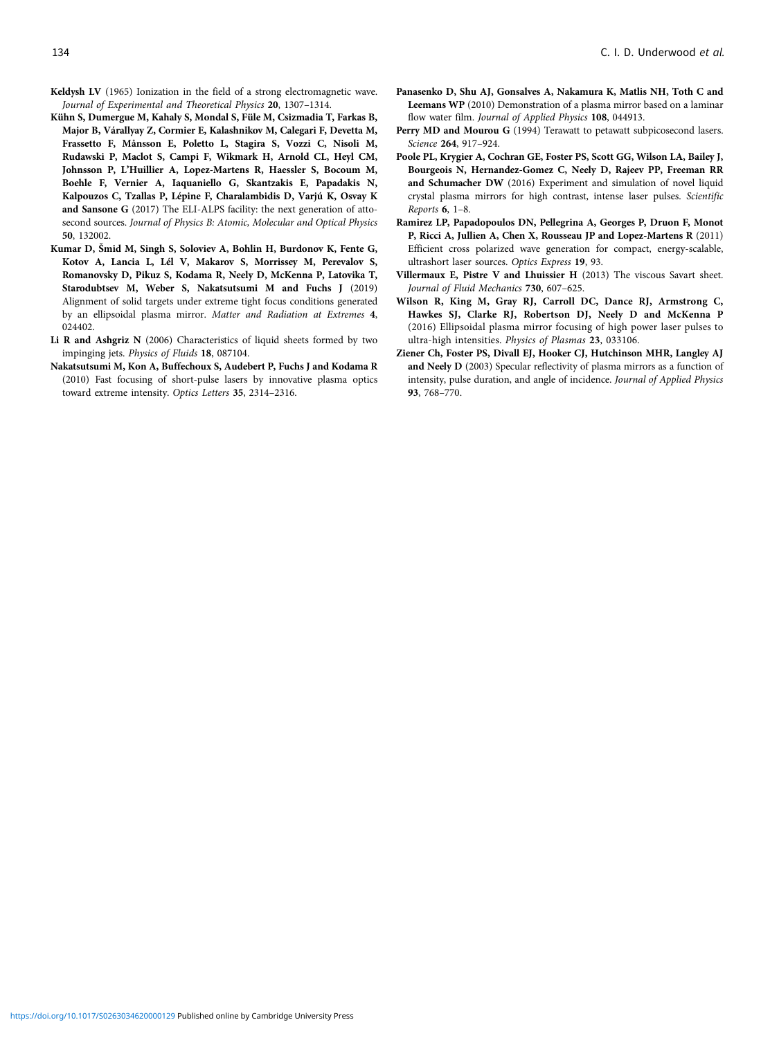**Keldysh LV** (1965) Ionization in the field of a strong electromagnetic wave. *Journal of Experimental and Theoretical Physics* **20**, 1307–1314.

**Kühn S, Dumergue M, Kahaly S, Mondal S, Füle M, Csizmadia T, Farkas B, Major B, Várallyay Z, Cormier E, Kalashnikov M, Calegari F, Devetta M, Frassetto F, Månsson E, Poletto L, Stagira S, Vozzi C, Nisoli M, Rudawski P, Maclot S, Campi F, Wikmark H, Arnold CL, Heyl CM, Johnsson P, L'Huillier A, Lopez-Martens R, Haessler S, Bocoum M, Boehle F, Vernier A, Iaquaniello G, Skantzakis E, Papadakis N, Kalpouzos C, Tzallas P, Lépine F, Charalambidis D, Varjú K, Osvay K and Sansone G** (2017) The ELI-ALPS facility: the next generation of attosecond sources. *Journal of Physics B: Atomic, Molecular and Optical Physics* **50**, 132002.

**Kumar D, Šmid M, Singh S, Soloviev A, Bohlin H, Burdonov K, Fente G, Kotov A, Lancia L, Lél V, Makarov S, Morrissey M, Perevalov S, Romanovsky D, Pikuz S, Kodama R, Neely D, McKenna P, Latovika T, Starodubtsev M, Weber S, Nakatsutsumi M and Fuchs J** (2019) Alignment of solid targets under extreme tight focus conditions generated by an ellipsoidal plasma mirror. *Matter and Radiation at Extremes* **4**, 024402.

**Li R and Ashgriz N** (2006) Characteristics of liquid sheets formed by two impinging jets. *Physics of Fluids* **18**, 087104.

**Nakatsutsumi M, Kon A, Buffechoux S, Audebert P, Fuchs J and Kodama R** (2010) Fast focusing of short-pulse lasers by innovative plasma optics toward extreme intensity. *Optics Letters* **35**, 2314–2316.

**Panasenko D, Shu AJ, Gonsalves A, Nakamura K, Matlis NH, Toth C and Leemans WP** (2010) Demonstration of a plasma mirror based on a laminar flow water film. *Journal of Applied Physics* **108**, 044913.

**Perry MD and Mourou G** (1994) Terawatt to petawatt subpicosecond lasers. *Science* **264**, 917–924.

**Poole PL, Krygier A, Cochran GE, Foster PS, Scott GG, Wilson LA, Bailey J, Bourgeois N, Hernandez-Gomez C, Neely D, Rajeev PP, Freeman RR and Schumacher DW** (2016) Experiment and simulation of novel liquid crystal plasma mirrors for high contrast, intense laser pulses. *Scientific Reports* **6**, 1–8.

**Ramirez LP, Papadopoulos DN, Pellegrina A, Georges P, Druon F, Monot P, Ricci A, Jullien A, Chen X, Rousseau JP and Lopez-Martens R** (2011) Efficient cross polarized wave generation for compact, energy-scalable, ultrashort laser sources. *Optics Express* **19**, 93.

**Villermaux E, Pistre V and Lhuissier H** (2013) The viscous Savart sheet. *Journal of Fluid Mechanics* **730**, 607–625.

**Wilson R, King M, Gray RJ, Carroll DC, Dance RJ, Armstrong C, Hawkes SJ, Clarke RJ, Robertson DJ, Neely D and McKenna P** (2016) Ellipsoidal plasma mirror focusing of high power laser pulses to ultra-high intensities. *Physics of Plasmas* **23**, 033106.

**Ziener Ch, Foster PS, Divall EJ, Hooker CJ, Hutchinson MHR, Langley AJ and Neely D** (2003) Specular reflectivity of plasma mirrors as a function of intensity, pulse duration, and angle of incidence. *Journal of Applied Physics* **93**, 768–770.